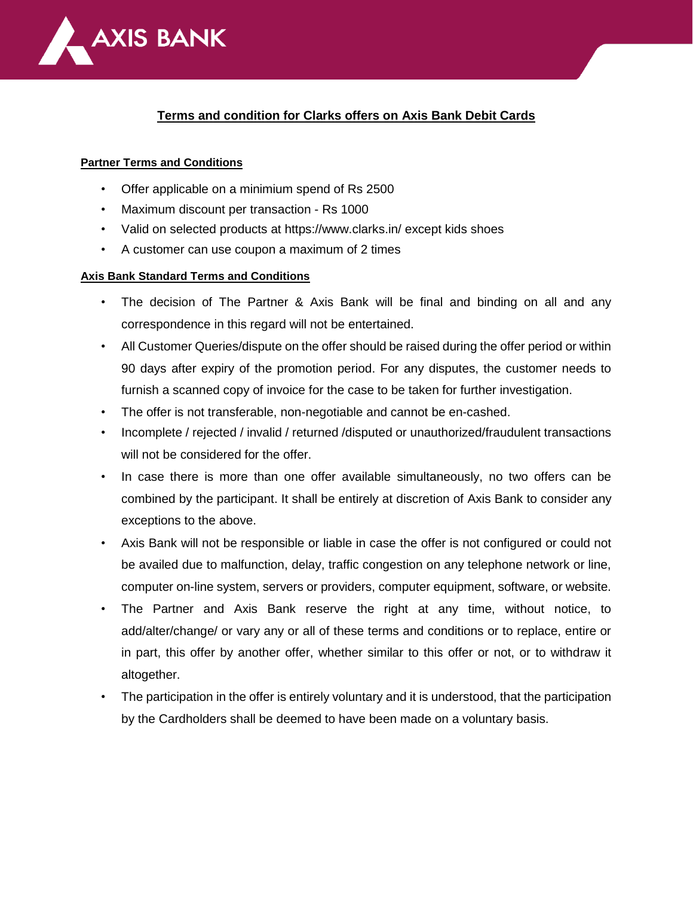AXIS BANK

## Terms and condition for Clarks offers on Axis Bank Debit Cards

### Partner Terms and Conditions

- Offer applicable on a minimium spend of Rs 2500
- Maximum discount per transaction - Rs 1000
- Valid on selected products at https://www.clarks.in/ except kids shoes
- A customer can use coupon a maximum of 2 times

### Axis Bank Standard Terms and Conditions

- The decision of The Partner & Axis Bank will be final and binding on all and any correspondence in this regard will not be entertained.
- All Customer Queries/dispute on the offer should be raised during the offer period or within 90 days after expiry of the promotion period. For any disputes, the customer needs to furnish a scanned copy of invoice for the case to be taken for further investigation.
- The offer is not transferable, non-negotiable and cannot be en-cashed.
- Incomplete / rejected / invalid / returned /disputed or unauthorized/fraudulent transactions will not be considered for the offer.
- In case there is more than one offer available simultaneously, no two offers can be combined by the participant. It shall be entirely at discretion of Axis Bank to consider any exceptions to the above.
- Axis Bank will not be responsible or liable in case the offer is not configured or could not be availed due to malfunction, delay, traffic congestion on any telephone network or line, computer on-line system, servers or providers, computer equipment, software, or website.
- The Partner and Axis Bank reserve the right at any time, without notice, to add/alter/change/ or vary any or all of these terms and conditions or to replace, entire or in part, this offer by another offer, whether similar to this offer or not, or to withdraw it altogether.
- The participation in the offer is entirely voluntary and it is understood, that the participation by the Cardholders shall be deemed to have been made on a voluntary basis.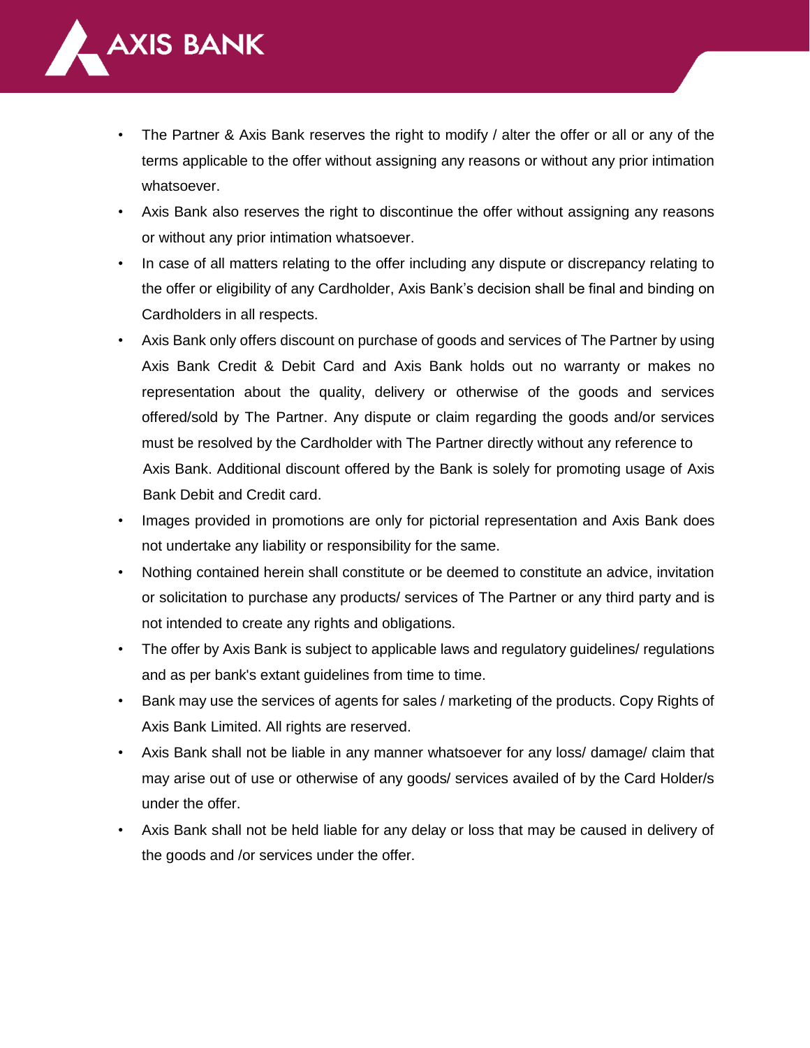- The Partner & Axis Bank reserves the right to modify / alter the offer or all or any of the terms applicable to the offer without assigning any reasons or without any prior intimation whatsoever.
- Axis Bank also reserves the right to discontinue the offer without assigning any reasons or without any prior intimation whatsoever.
- In case of all matters relating to the offer including any dispute or discrepancy relating to the offer or eligibility of any Cardholder, Axis Bank's decision shall be final and binding on Cardholders in all respects.
- Axis Bank only offers discount on purchase of goods and services of The Partner by using Axis Bank Credit & Debit Card and Axis Bank holds out no warranty or makes no representation about the quality, delivery or otherwise of the goods and services offered/sold by The Partner. Any dispute or claim regarding the goods and/or services must be resolved by the Cardholder with The Partner directly without any reference to Axis Bank. Additional discount offered by the Bank is solely for promoting usage of Axis Bank Debit and Credit card.
- Images provided in promotions are only for pictorial representation and Axis Bank does not undertake any liability or responsibility for the same.
- Nothing contained herein shall constitute or be deemed to constitute an advice, invitation or solicitation to purchase any products/ services of The Partner or any third party and is not intended to create any rights and obligations.
- The offer by Axis Bank is subject to applicable laws and regulatory guidelines/ regulations and as per bank's extant guidelines from time to time.
- Bank may use the services of agents for sales / marketing of the products. Copy Rights of Axis Bank Limited. All rights are reserved.
- Axis Bank shall not be liable in any manner whatsoever for any loss/ damage/ claim that may arise out of use or otherwise of any goods/ services availed of by the Card Holder/s under the offer.
- Axis Bank shall not be held liable for any delay or loss that may be caused in delivery of the goods and /or services under the offer.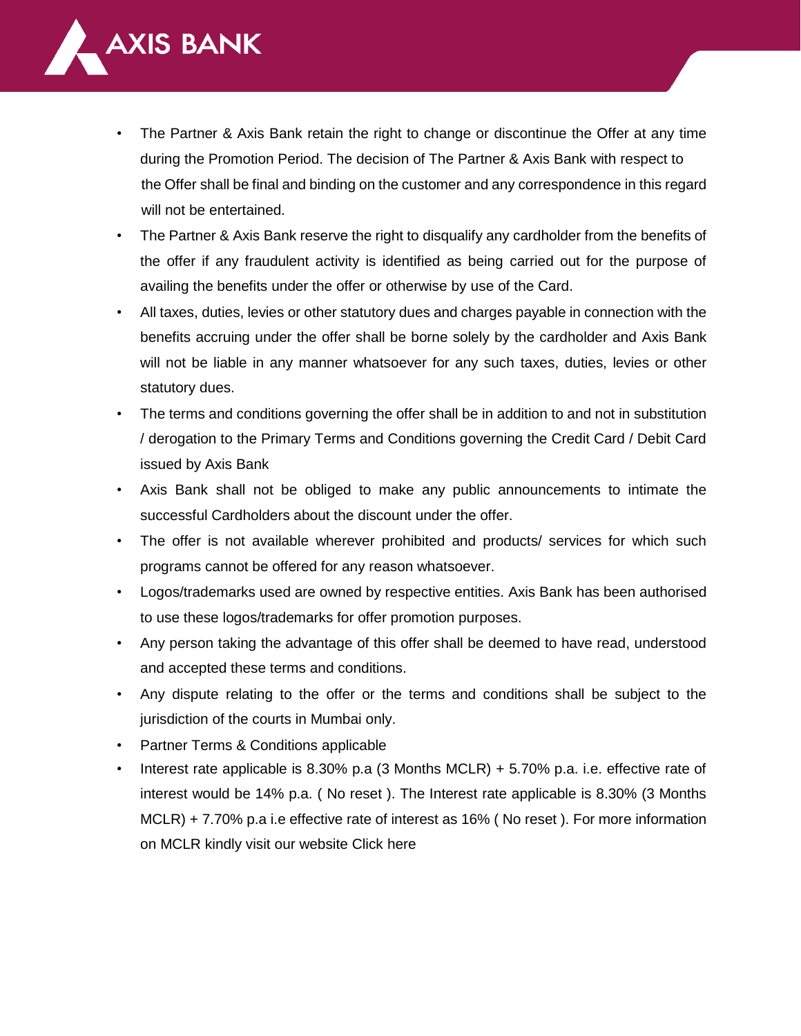- The Partner & Axis Bank retain the right to change or discontinue the Offer at any time during the Promotion Period. The decision of The Partner & Axis Bank with respect to the Offer shall be final and binding on the customer and any correspondence in this regard will not be entertained.
- The Partner & Axis Bank reserve the right to disqualify any cardholder from the benefits of the offer if any fraudulent activity is identified as being carried out for the purpose of availing the benefits under the offer or otherwise by use of the Card.
- All taxes, duties, levies or other statutory dues and charges payable in connection with the benefits accruing under the offer shall be borne solely by the cardholder and Axis Bank will not be liable in any manner whatsoever for any such taxes, duties, levies or other statutory dues.
- The terms and conditions governing the offer shall be in addition to and not in substitution / derogation to the Primary Terms and Conditions governing the Credit Card / Debit Card issued by Axis Bank
- Axis Bank shall not be obliged to make any public announcements to intimate the successful Cardholders about the discount under the offer.
- The offer is not available wherever prohibited and products/ services for which such programs cannot be offered for any reason whatsoever.
- Logos/trademarks used are owned by respective entities. Axis Bank has been authorised to use these logos/trademarks for offer promotion purposes.
- Any person taking the advantage of this offer shall be deemed to have read, understood and accepted these terms and conditions.
- Any dispute relating to the offer or the terms and conditions shall be subject to the jurisdiction of the courts in Mumbai only.
- Partner Terms & Conditions applicable
- Interest rate applicable is 8.30% p.a (3 Months MCLR) + 5.70% p.a. i.e. effective rate of interest would be 14% p.a. ( No reset ). The Interest rate applicable is 8.30% (3 Months MCLR) + 7.70% p.a i.e effective rate of interest as 16% ( No reset ). For more information on MCLR kindly visit our website Click here